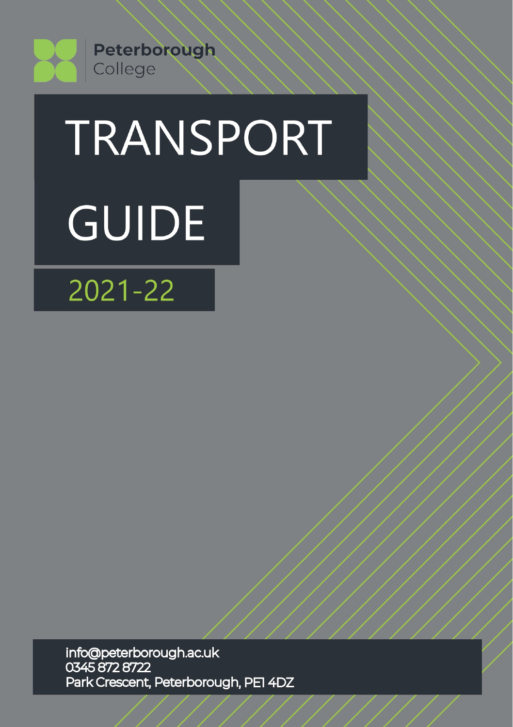Peterborough
College

# TRANSPORT GUIDE

## 2021-22

info@peterborough.ac.uk
0345 872 8722
Park Crescent, Peterborough, PE1 4DZ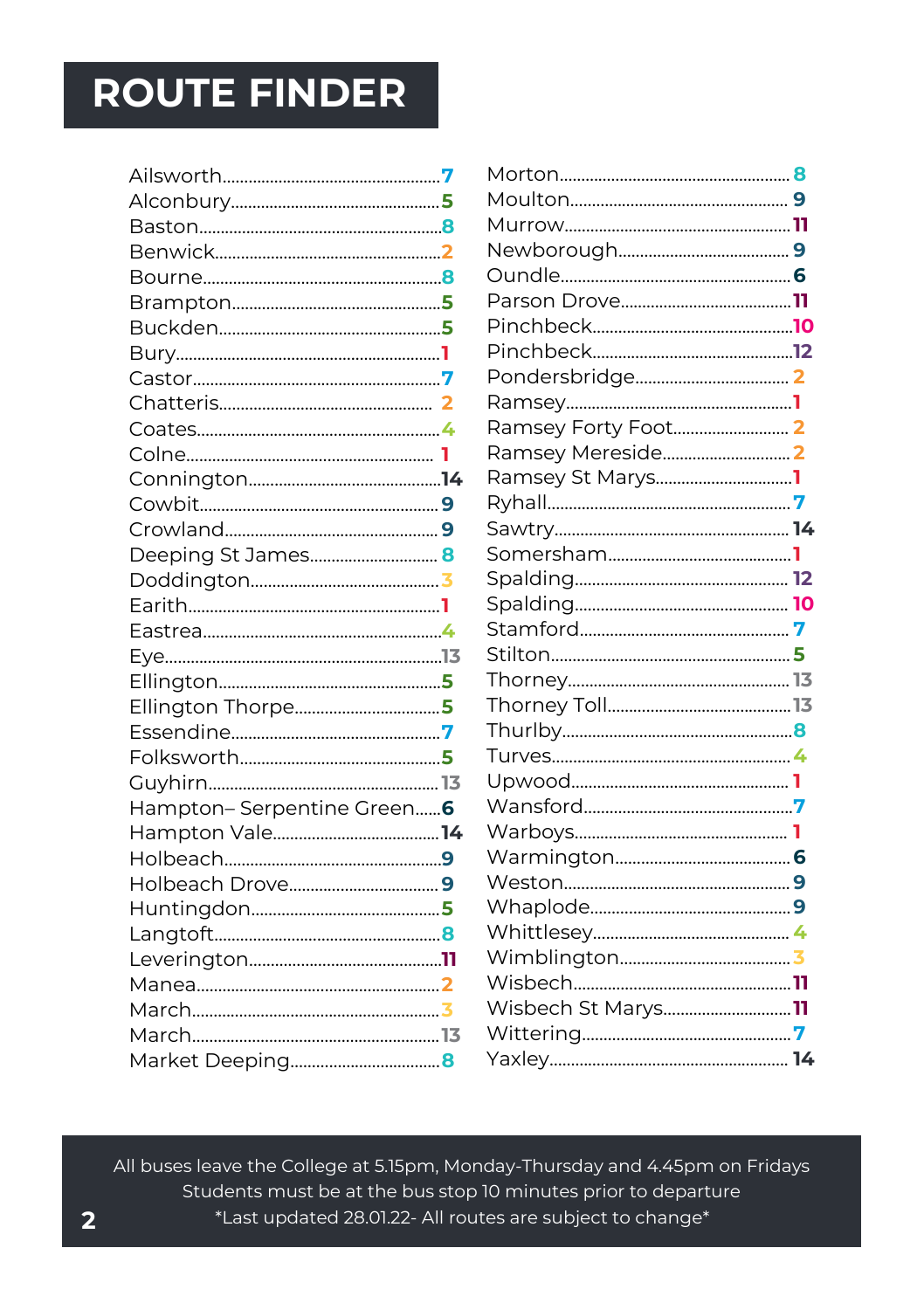# ROUTE FINDER

Ailsworth........................................7
Alconbury........................................5
Baston...........................................8
Benwick..........................................2
Bourne...........................................8
Brampton.........................................5
Buckden..........................................5
Bury.............................................1
Castor...........................................7
Chatteris........................................2
Coates...........................................4
Colne............................................1
Connington.......................................14
Cowbit...........................................9
Crowland.........................................9
Deeping St James.................................8
Doddington.......................................3
Earith...........................................1
Eastrea..........................................4
Eye..............................................13
Ellington........................................5
Ellington Thorpe.................................5
Essendine........................................7
Folksworth.......................................5
Guyhirn..........................................13
Hampton– Serpentine Green........................6
Hampton Vale.....................................14
Holbeach.........................................9
Holbeach Drove...................................9
Huntingdon.......................................5
Langtoft.........................................8
Leverington......................................11
Manea............................................2
March............................................3
March............................................13
Market Deeping...................................8
Morton...........................................8
Moulton..........................................9
Murrow...........................................11
Newborough.......................................9
Oundle...........................................6
Parson Drove.....................................11
Pinchbeck........................................10
Pinchbeck........................................12
Pondersbridge....................................2
Ramsey...........................................1
Ramsey Forty Foot................................2
Ramsey Mereside..................................2
Ramsey St Marys..................................1
Ryhall...........................................7
Sawtry...........................................14
Somersham........................................1
Spalding.........................................12
Spalding.........................................10
Stamford.........................................7
Stilton..........................................5
Thorney..........................................13
Thorney Toll.....................................13
Thurlby..........................................8
Turves...........................................4
Upwood...........................................1
Wansford.........................................7
Warboys..........................................1
Warmington.......................................6
Weston...........................................9
Whaplode.........................................9
Whittlesey.......................................4
Wimblington......................................3
Wisbech..........................................11
Wisbech St Marys.................................11
Wittering........................................7
Yaxley...........................................14

All buses leave the College at 5.15pm, Monday-Thursday and 4.45pm on Fridays
Students must be at the bus stop 10 minutes prior to departure
*Last updated 28.01.22- All routes are subject to change*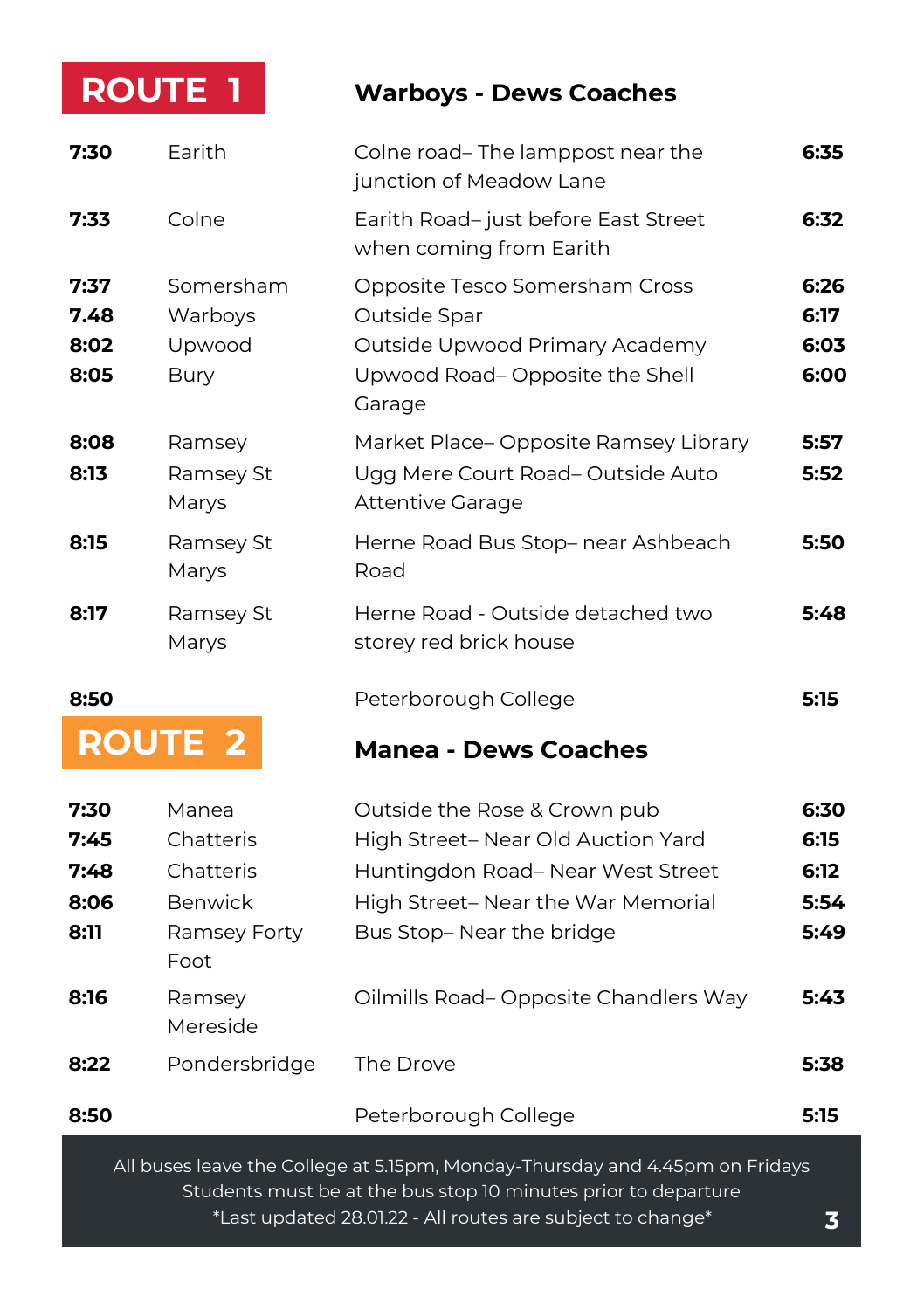## ROUTE 1 — Warboys - Dews Coaches

| | | | |
|---|---|---|---|
| **7:30** | Earith | Colne road– The lamppost near the junction of Meadow Lane | **6:35** |
| **7:33** | Colne | Earith Road– just before East Street when coming from Earith | **6:32** |
| **7:37** | Somersham | Opposite Tesco Somersham Cross | **6:26** |
| **7.48** | Warboys | Outside Spar | **6:17** |
| **8:02** | Upwood | Outside Upwood Primary Academy | **6:03** |
| **8:05** | Bury | Upwood Road– Opposite the Shell Garage | **6:00** |
| **8:08** | Ramsey | Market Place– Opposite Ramsey Library | **5:57** |
| **8:13** | Ramsey St Marys | Ugg Mere Court Road– Outside Auto Attentive Garage | **5:52** |
| **8:15** | Ramsey St Marys | Herne Road Bus Stop– near Ashbeach Road | **5:50** |
| **8:17** | Ramsey St Marys | Herne Road - Outside detached two storey red brick house | **5:48** |
| **8:50** | | Peterborough College | **5:15** |

## ROUTE 2 — Manea - Dews Coaches

| | | | |
|---|---|---|---|
| **7:30** | Manea | Outside the Rose & Crown pub | **6:30** |
| **7:45** | Chatteris | High Street– Near Old Auction Yard | **6:15** |
| **7:48** | Chatteris | Huntingdon Road– Near West Street | **6:12** |
| **8:06** | Benwick | High Street– Near the War Memorial | **5:54** |
| **8:11** | Ramsey Forty Foot | Bus Stop– Near the bridge | **5:49** |
| **8:16** | Ramsey Mereside | Oilmills Road– Opposite Chandlers Way | **5:43** |
| **8:22** | Pondersbridge | The Drove | **5:38** |
| **8:50** | | Peterborough College | **5:15** |

All buses leave the College at 5.15pm, Monday-Thursday and 4.45pm on Fridays
Students must be at the bus stop 10 minutes prior to departure
*Last updated 28.01.22 - All routes are subject to change*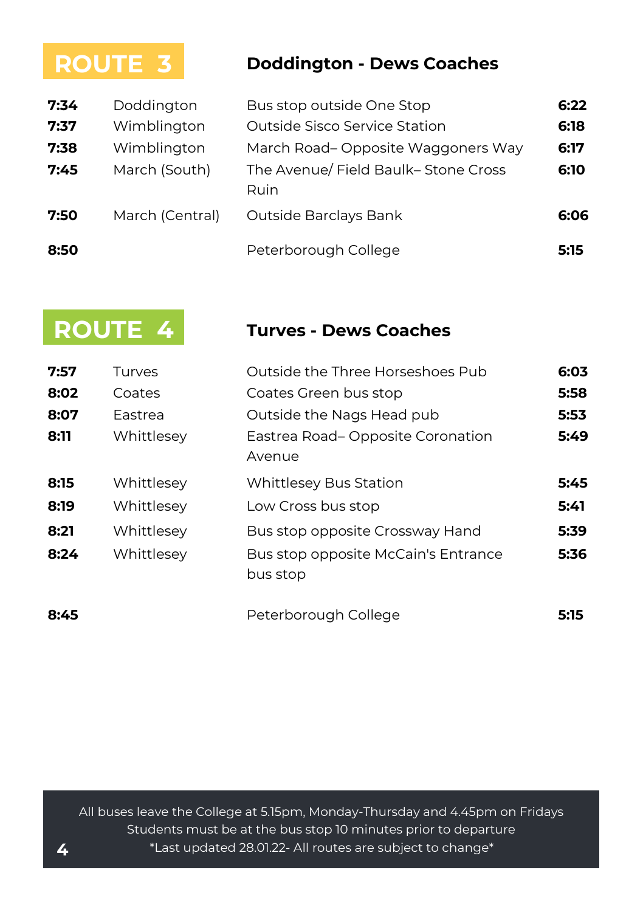## ROUTE 3

### Doddington - Dews Coaches

| | | | |
|---|---|---|---|
| **7:34** | Doddington | Bus stop outside One Stop | **6:22** |
| **7:37** | Wimblington | Outside Sisco Service Station | **6:18** |
| **7:38** | Wimblington | March Road– Opposite Waggoners Way | **6:17** |
| **7:45** | March (South) | The Avenue/ Field Baulk– Stone Cross Ruin | **6:10** |
| **7:50** | March (Central) | Outside Barclays Bank | **6:06** |
| **8:50** | | Peterborough College | **5:15** |

## ROUTE 4

### Turves - Dews Coaches

| | | | |
|---|---|---|---|
| **7:57** | Turves | Outside the Three Horseshoes Pub | **6:03** |
| **8:02** | Coates | Coates Green bus stop | **5:58** |
| **8:07** | Eastrea | Outside the Nags Head pub | **5:53** |
| **8:11** | Whittlesey | Eastrea Road– Opposite Coronation Avenue | **5:49** |
| **8:15** | Whittlesey | Whittlesey Bus Station | **5:45** |
| **8:19** | Whittlesey | Low Cross bus stop | **5:41** |
| **8:21** | Whittlesey | Bus stop opposite Crossway Hand | **5:39** |
| **8:24** | Whittlesey | Bus stop opposite McCain's Entrance bus stop | **5:36** |
| **8:45** | | Peterborough College | **5:15** |

All buses leave the College at 5.15pm, Monday-Thursday and 4.45pm on Fridays
Students must be at the bus stop 10 minutes prior to departure
*Last updated 28.01.22- All routes are subject to change*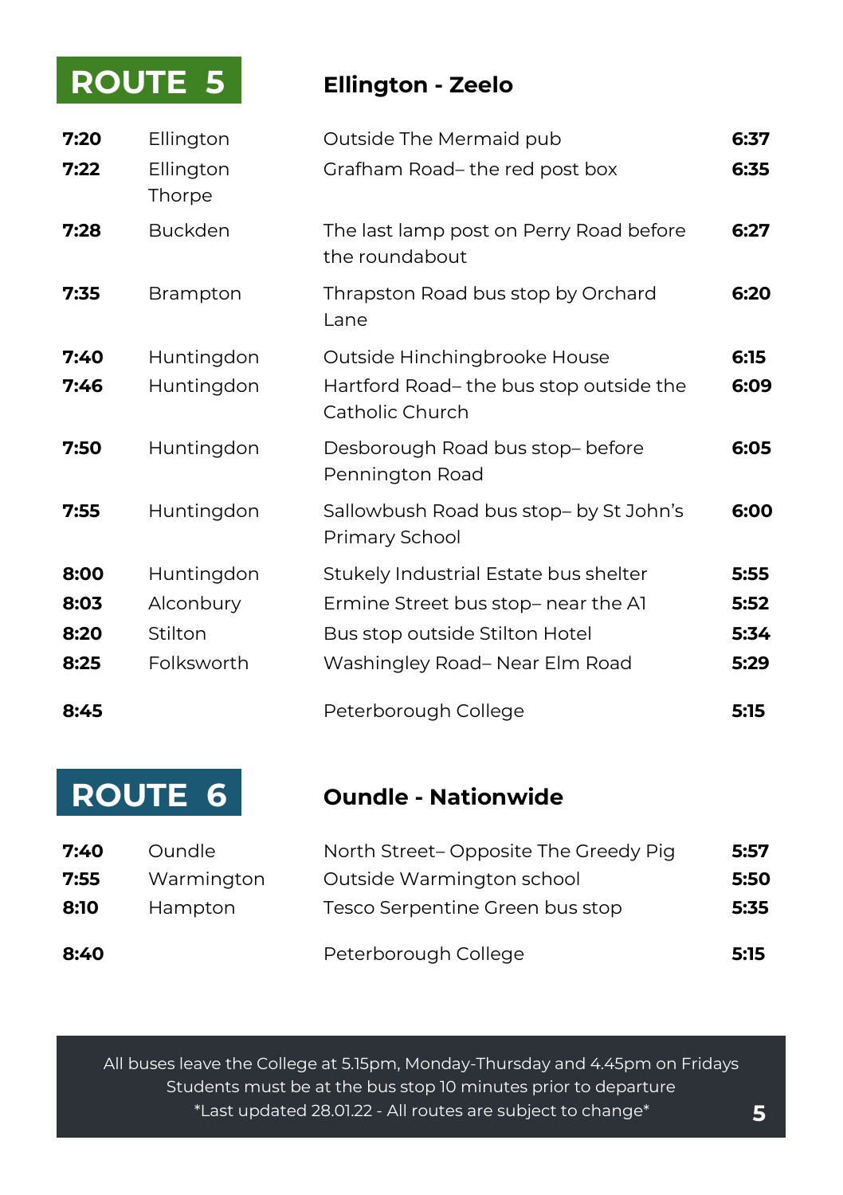## ROUTE 5 — Ellington - Zeelo

| | | | |
|---|---|---|---|
| 7:20 | Ellington | Outside The Mermaid pub | 6:37 |
| 7:22 | Ellington Thorpe | Grafham Road– the red post box | 6:35 |
| 7:28 | Buckden | The last lamp post on Perry Road before the roundabout | 6:27 |
| 7:35 | Brampton | Thrapston Road bus stop by Orchard Lane | 6:20 |
| 7:40 | Huntingdon | Outside Hinchingbrooke House | 6:15 |
| 7:46 | Huntingdon | Hartford Road– the bus stop outside the Catholic Church | 6:09 |
| 7:50 | Huntingdon | Desborough Road bus stop– before Pennington Road | 6:05 |
| 7:55 | Huntingdon | Sallowbush Road bus stop– by St John's Primary School | 6:00 |
| 8:00 | Huntingdon | Stukely Industrial Estate bus shelter | 5:55 |
| 8:03 | Alconbury | Ermine Street bus stop– near the A1 | 5:52 |
| 8:20 | Stilton | Bus stop outside Stilton Hotel | 5:34 |
| 8:25 | Folksworth | Washingley Road– Near Elm Road | 5:29 |
| 8:45 | | Peterborough College | 5:15 |

## ROUTE 6 — Oundle - Nationwide

| | | | |
|---|---|---|---|
| 7:40 | Oundle | North Street– Opposite The Greedy Pig | 5:57 |
| 7:55 | Warmington | Outside Warmington school | 5:50 |
| 8:10 | Hampton | Tesco Serpentine Green bus stop | 5:35 |
| 8:40 | | Peterborough College | 5:15 |

All buses leave the College at 5.15pm, Monday-Thursday and 4.45pm on Fridays
Students must be at the bus stop 10 minutes prior to departure
*Last updated 28.01.22 - All routes are subject to change*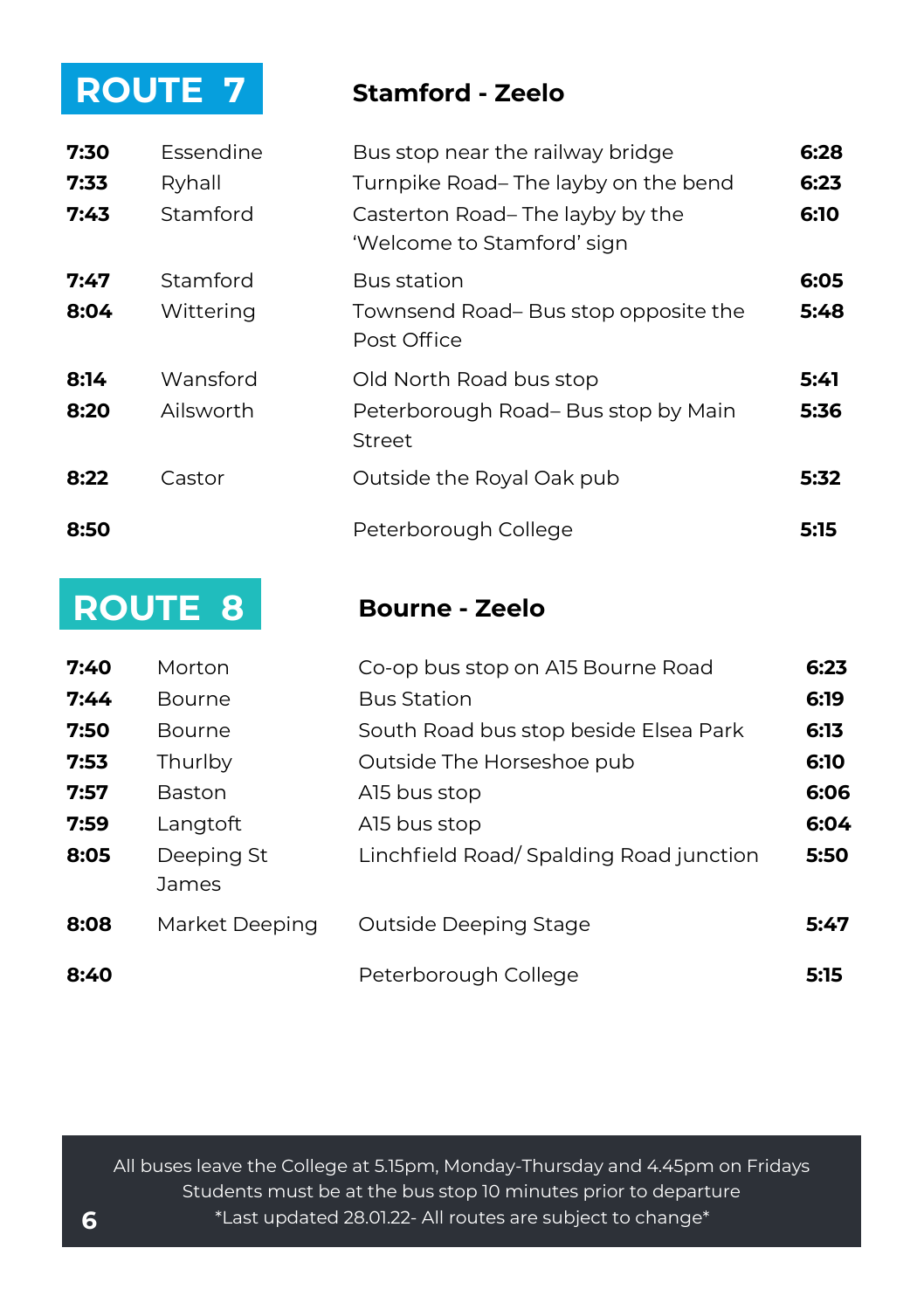## ROUTE 7

### Stamford - Zeelo

| | | | |
|---|---|---|---|
| **7:30** | Essendine | Bus stop near the railway bridge | **6:28** |
| **7:33** | Ryhall | Turnpike Road– The layby on the bend | **6:23** |
| **7:43** | Stamford | Casterton Road– The layby by the 'Welcome to Stamford' sign | **6:10** |
| **7:47** | Stamford | Bus station | **6:05** |
| **8:04** | Wittering | Townsend Road– Bus stop opposite the Post Office | **5:48** |
| **8:14** | Wansford | Old North Road bus stop | **5:41** |
| **8:20** | Ailsworth | Peterborough Road– Bus stop by Main Street | **5:36** |
| **8:22** | Castor | Outside the Royal Oak pub | **5:32** |
| **8:50** | | Peterborough College | **5:15** |

## ROUTE 8

### Bourne - Zeelo

| | | | |
|---|---|---|---|
| **7:40** | Morton | Co-op bus stop on A15 Bourne Road | **6:23** |
| **7:44** | Bourne | Bus Station | **6:19** |
| **7:50** | Bourne | South Road bus stop beside Elsea Park | **6:13** |
| **7:53** | Thurlby | Outside The Horseshoe pub | **6:10** |
| **7:57** | Baston | A15 bus stop | **6:06** |
| **7:59** | Langtoft | A15 bus stop | **6:04** |
| **8:05** | Deeping St James | Linchfield Road/ Spalding Road junction | **5:50** |
| **8:08** | Market Deeping | Outside Deeping Stage | **5:47** |
| **8:40** | | Peterborough College | **5:15** |

All buses leave the College at 5.15pm, Monday-Thursday and 4.45pm on Fridays
Students must be at the bus stop 10 minutes prior to departure
*Last updated 28.01.22- All routes are subject to change*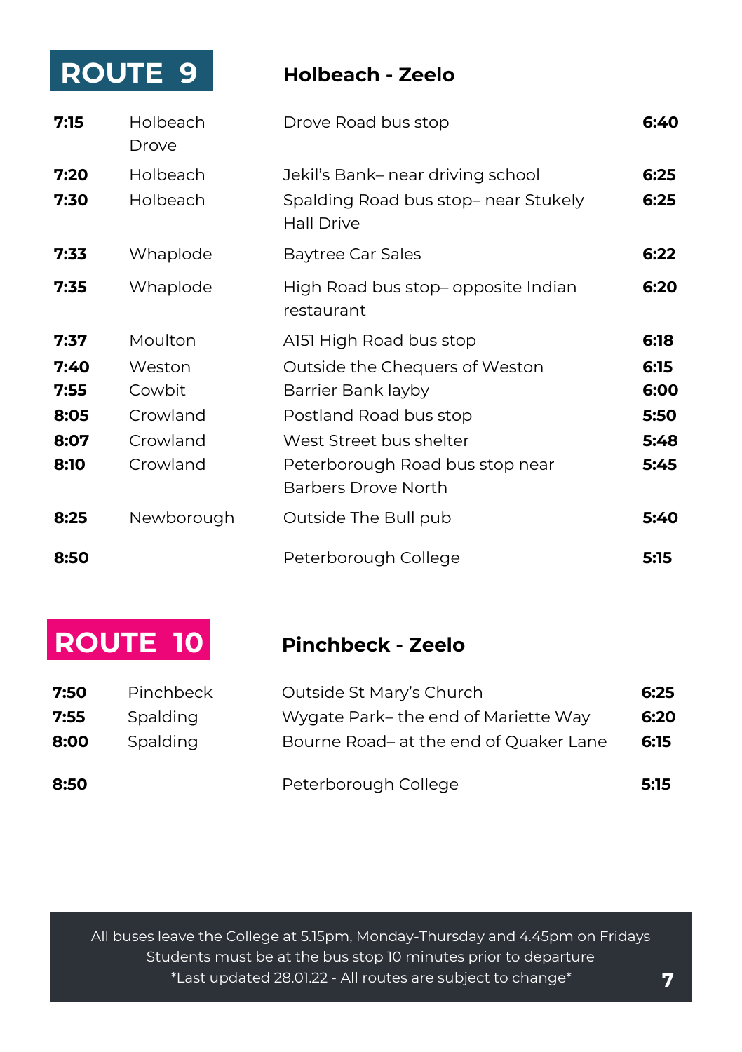## ROUTE 9 — Holbeach - Zeelo

| | | | |
|---|---|---|---|
| **7:15** | Holbeach Drove | Drove Road bus stop | **6:40** |
| **7:20** | Holbeach | Jekil's Bank– near driving school | **6:25** |
| **7:30** | Holbeach | Spalding Road bus stop– near Stukely Hall Drive | **6:25** |
| **7:33** | Whaplode | Baytree Car Sales | **6:22** |
| **7:35** | Whaplode | High Road bus stop– opposite Indian restaurant | **6:20** |
| **7:37** | Moulton | A151 High Road bus stop | **6:18** |
| **7:40** | Weston | Outside the Chequers of Weston | **6:15** |
| **7:55** | Cowbit | Barrier Bank layby | **6:00** |
| **8:05** | Crowland | Postland Road bus stop | **5:50** |
| **8:07** | Crowland | West Street bus shelter | **5:48** |
| **8:10** | Crowland | Peterborough Road bus stop near Barbers Drove North | **5:45** |
| **8:25** | Newborough | Outside The Bull pub | **5:40** |
| **8:50** | | Peterborough College | **5:15** |

## ROUTE 10 — Pinchbeck - Zeelo

| | | | |
|---|---|---|---|
| **7:50** | Pinchbeck | Outside St Mary's Church | **6:25** |
| **7:55** | Spalding | Wygate Park– the end of Mariette Way | **6:20** |
| **8:00** | Spalding | Bourne Road– at the end of Quaker Lane | **6:15** |
| **8:50** | | Peterborough College | **5:15** |

All buses leave the College at 5.15pm, Monday-Thursday and 4.45pm on Fridays
Students must be at the bus stop 10 minutes prior to departure
*Last updated 28.01.22 - All routes are subject to change*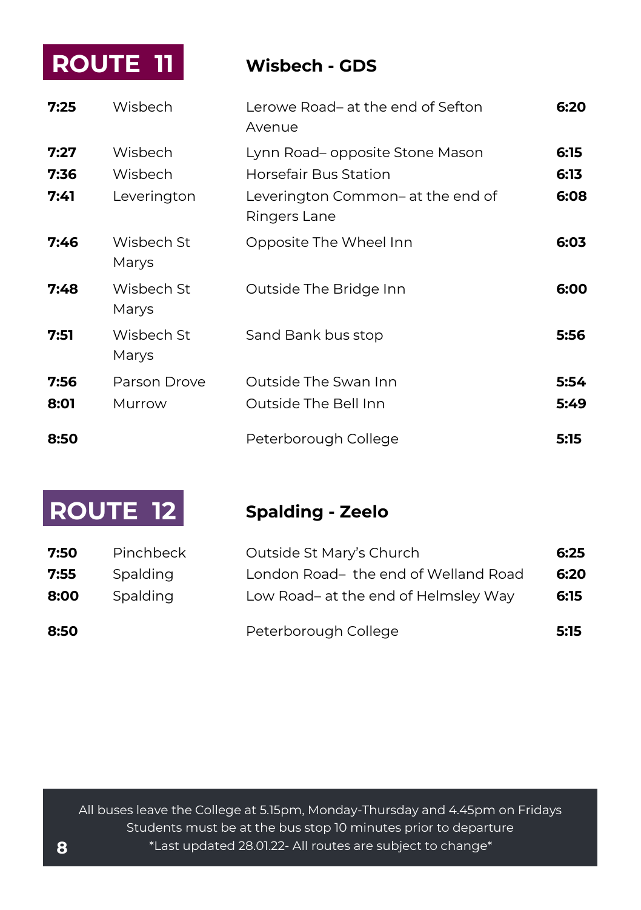## ROUTE 11 — Wisbech - GDS

| | | | |
|---|---|---|---|
| **7:25** | Wisbech | Lerowe Road– at the end of Sefton Avenue | **6:20** |
| **7:27** | Wisbech | Lynn Road– opposite Stone Mason | **6:15** |
| **7:36** | Wisbech | Horsefair Bus Station | **6:13** |
| **7:41** | Leverington | Leverington Common– at the end of Ringers Lane | **6:08** |
| **7:46** | Wisbech St Marys | Opposite The Wheel Inn | **6:03** |
| **7:48** | Wisbech St Marys | Outside The Bridge Inn | **6:00** |
| **7:51** | Wisbech St Marys | Sand Bank bus stop | **5:56** |
| **7:56** | Parson Drove | Outside The Swan Inn | **5:54** |
| **8:01** | Murrow | Outside The Bell Inn | **5:49** |
| **8:50** | | Peterborough College | **5:15** |

## ROUTE 12 — Spalding - Zeelo

| | | | |
|---|---|---|---|
| **7:50** | Pinchbeck | Outside St Mary's Church | **6:25** |
| **7:55** | Spalding | London Road– the end of Welland Road | **6:20** |
| **8:00** | Spalding | Low Road– at the end of Helmsley Way | **6:15** |
| **8:50** | | Peterborough College | **5:15** |

All buses leave the College at 5.15pm, Monday-Thursday and 4.45pm on Fridays
Students must be at the bus stop 10 minutes prior to departure
*Last updated 28.01.22- All routes are subject to change*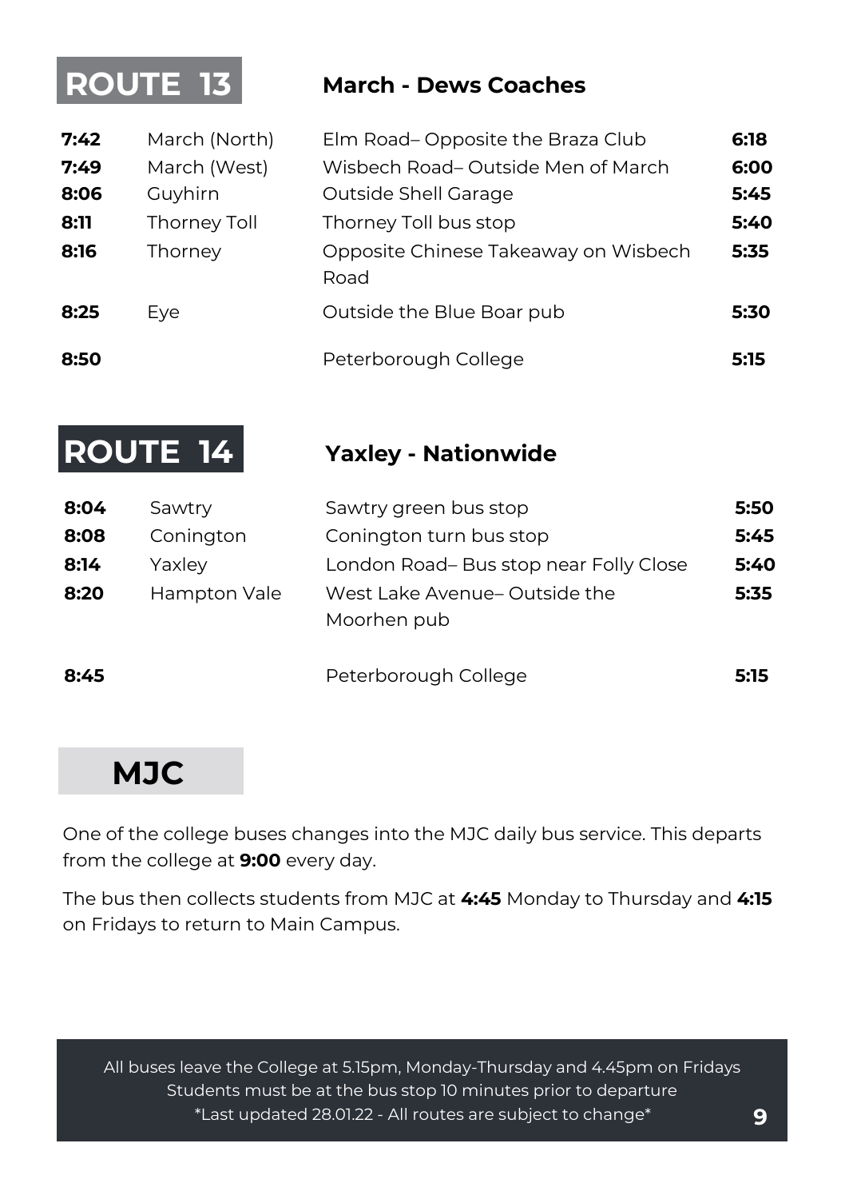## ROUTE 13

**March - Dews Coaches**

| | | | |
|---|---|---|---|
| **7:42** | March (North) | Elm Road– Opposite the Braza Club | **6:18** |
| **7:49** | March (West) | Wisbech Road– Outside Men of March | **6:00** |
| **8:06** | Guyhirn | Outside Shell Garage | **5:45** |
| **8:11** | Thorney Toll | Thorney Toll bus stop | **5:40** |
| **8:16** | Thorney | Opposite Chinese Takeaway on Wisbech Road | **5:35** |
| **8:25** | Eye | Outside the Blue Boar pub | **5:30** |
| **8:50** | | Peterborough College | **5:15** |

## ROUTE 14

**Yaxley - Nationwide**

| | | | |
|---|---|---|---|
| **8:04** | Sawtry | Sawtry green bus stop | **5:50** |
| **8:08** | Conington | Conington turn bus stop | **5:45** |
| **8:14** | Yaxley | London Road– Bus stop near Folly Close | **5:40** |
| **8:20** | Hampton Vale | West Lake Avenue– Outside the Moorhen pub | **5:35** |
| **8:45** | | Peterborough College | **5:15** |

## MJC

One of the college buses changes into the MJC daily bus service. This departs from the college at **9:00** every day.

The bus then collects students from MJC at **4:45** Monday to Thursday and **4:15** on Fridays to return to Main Campus.

All buses leave the College at 5.15pm, Monday-Thursday and 4.45pm on Fridays
Students must be at the bus stop 10 minutes prior to departure
*Last updated 28.01.22 - All routes are subject to change*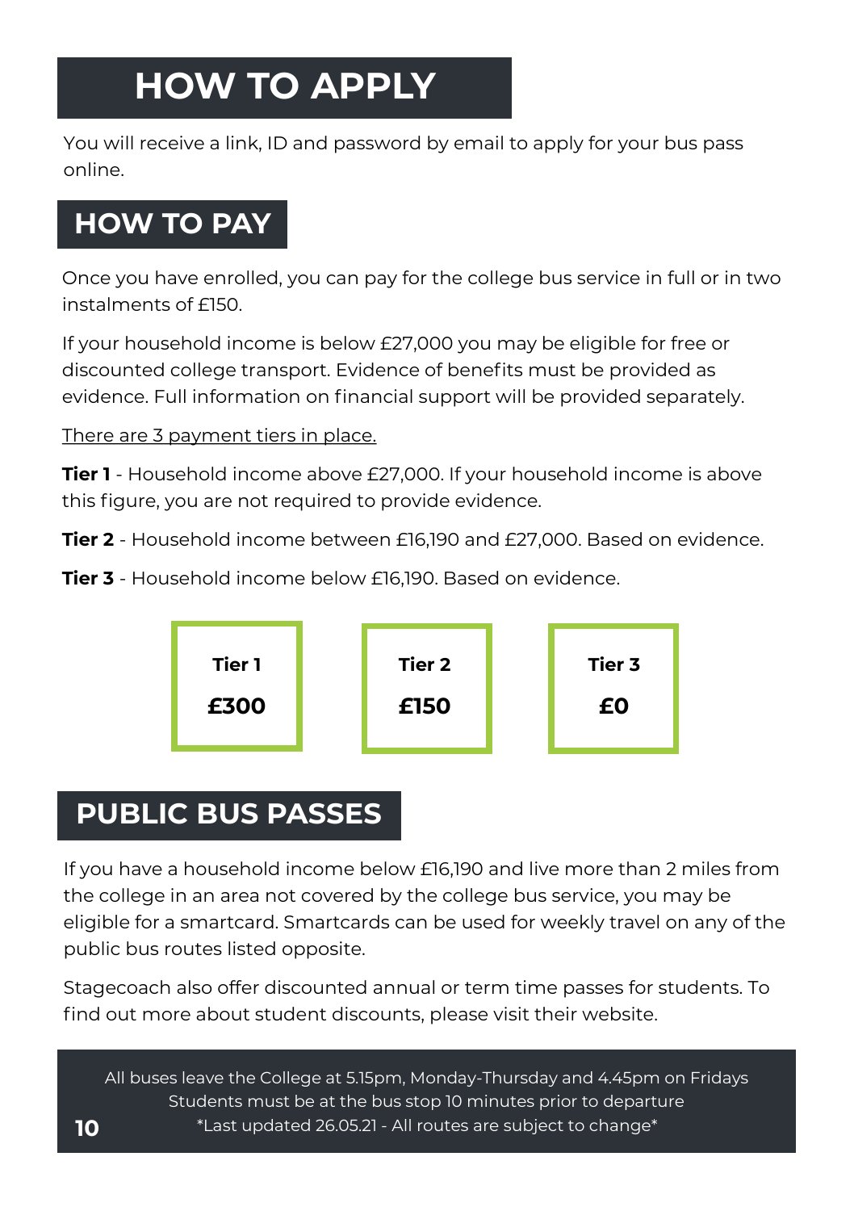# HOW TO APPLY

You will receive a link, ID and password by email to apply for your bus pass online.

## HOW TO PAY

Once you have enrolled, you can pay for the college bus service in full or in two instalments of £150.

If your household income is below £27,000 you may be eligible for free or discounted college transport. Evidence of benefits must be provided as evidence. Full information on financial support will be provided separately.

<u>There are 3 payment tiers in place.</u>

**Tier 1** - Household income above £27,000. If your household income is above this figure, you are not required to provide evidence.

**Tier 2** - Household income between £16,190 and £27,000. Based on evidence.

**Tier 3** - Household income below £16,190. Based on evidence.

| Tier 1 | Tier 2 | Tier 3 |
|---|---|---|
| **£300** | **£150** | **£0** |

## PUBLIC BUS PASSES

If you have a household income below £16,190 and live more than 2 miles from the college in an area not covered by the college bus service, you may be eligible for a smartcard. Smartcards can be used for weekly travel on any of the public bus routes listed opposite.

Stagecoach also offer discounted annual or term time passes for students. To find out more about student discounts, please visit their website.

All buses leave the College at 5.15pm, Monday-Thursday and 4.45pm on Fridays
Students must be at the bus stop 10 minutes prior to departure
*Last updated 26.05.21 - All routes are subject to change*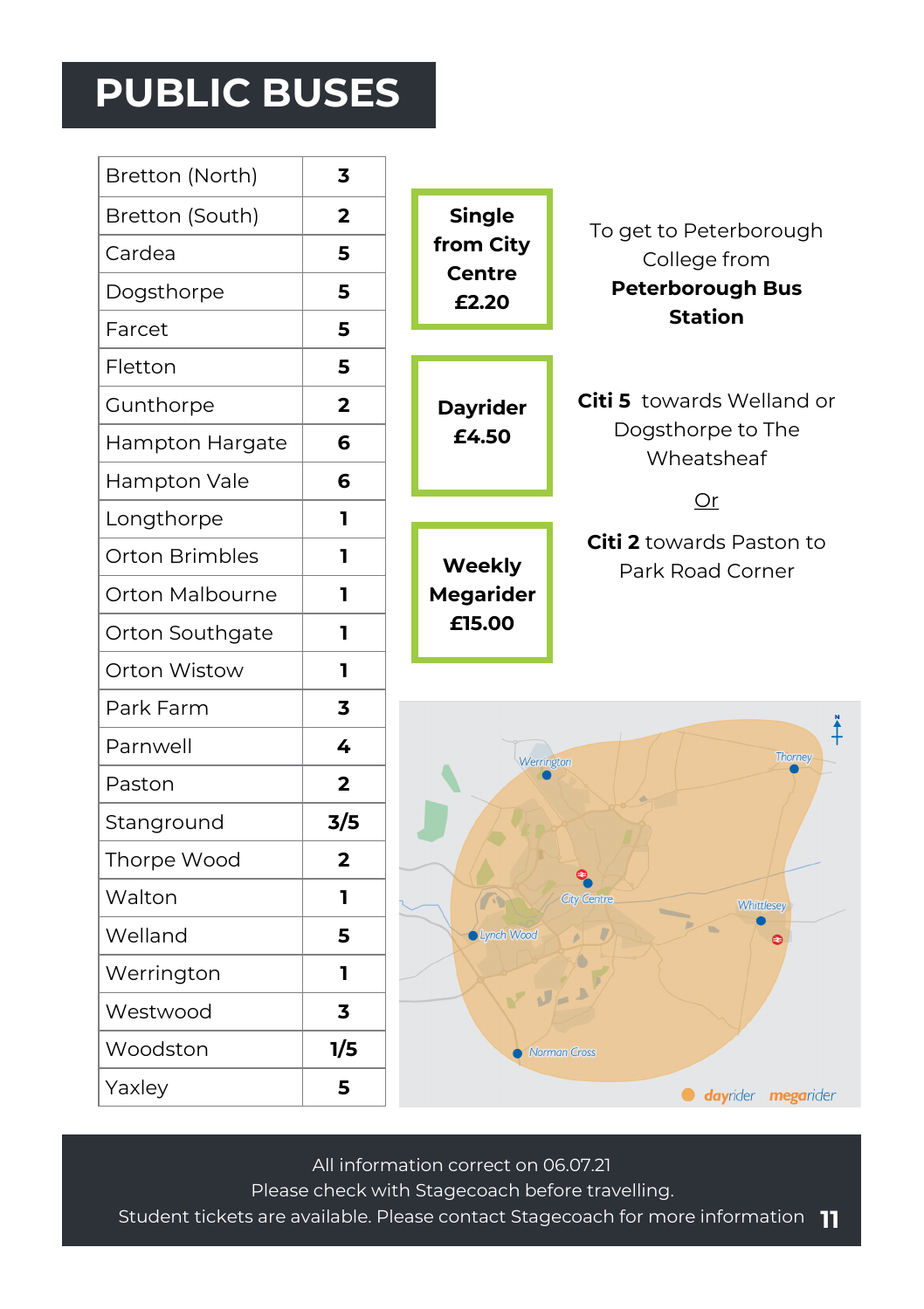# PUBLIC BUSES

| Area | Bus |
|---|---|
| Bretton (North) | 3 |
| Bretton (South) | 2 |
| Cardea | 5 |
| Dogsthorpe | 5 |
| Farcet | 5 |
| Fletton | 5 |
| Gunthorpe | 2 |
| Hampton Hargate | 6 |
| Hampton Vale | 6 |
| Longthorpe | 1 |
| Orton Brimbles | 1 |
| Orton Malbourne | 1 |
| Orton Southgate | 1 |
| Orton Wistow | 1 |
| Park Farm | 3 |
| Parnwell | 4 |
| Paston | 2 |
| Stanground | 3/5 |
| Thorpe Wood | 2 |
| Walton | 1 |
| Welland | 5 |
| Werrington | 1 |
| Westwood | 3 |
| Woodston | 1/5 |
| Yaxley | 5 |

**Single from City Centre £2.20**

**Dayrider £4.50**

**Weekly Megarider £15.00**

To get to Peterborough College from **Peterborough Bus Station**

**Citi 5** towards Welland or Dogsthorpe to The Wheatsheaf

Or

**Citi 2** towards Paston to Park Road Corner

Werrington · Thorney · City Centre · Whittlesey · Lynch Wood · Norman Cross

dayrider megarider

All information correct on 06.07.21
Please check with Stagecoach before travelling.
Student tickets are available. Please contact Stagecoach for more information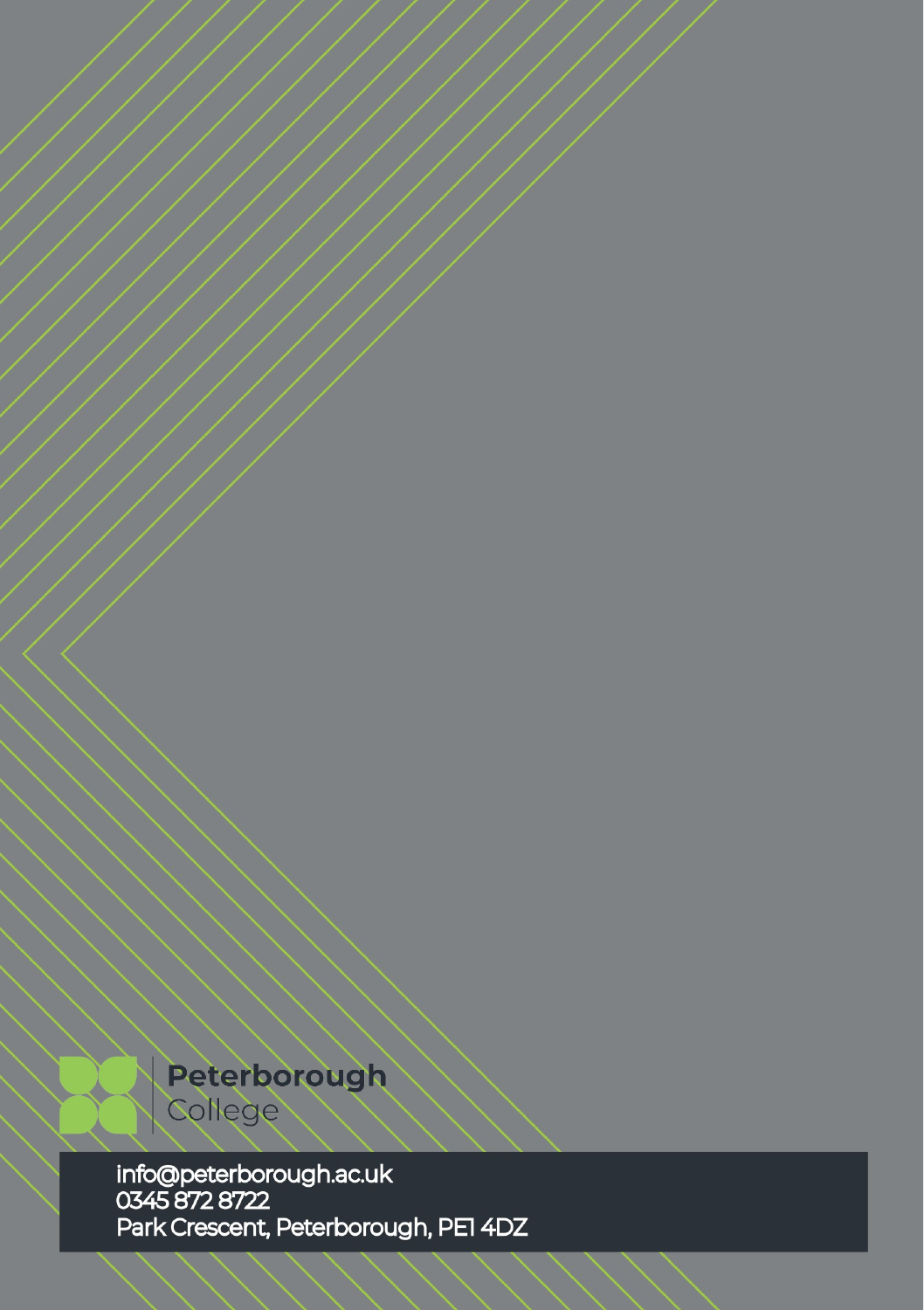Peterborough
College

info@peterborough.ac.uk
0345 872 8722
Park Crescent, Peterborough, PE1 4DZ